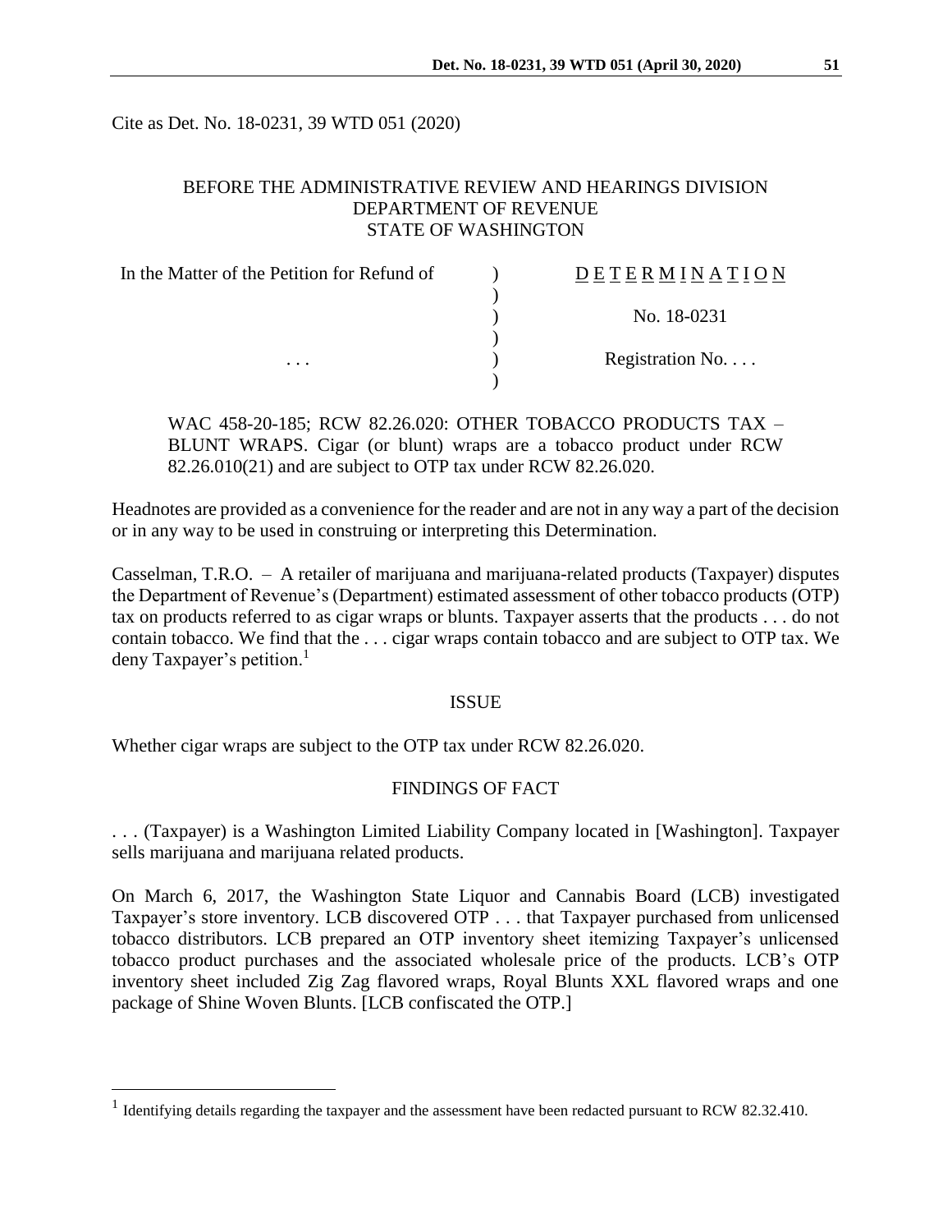Cite as Det. No. 18-0231, 39 WTD 051 (2020)

BEFORE THE ADMINISTRATIVE REVIEW AND HEARINGS DIVISION
DEPARTMENT OF REVENUE
STATE OF WASHINGTON

| In the Matter of the Petition for Refund of | ) | D E T E R M I N A T I O N |
|---|---|---|
| | ) | |
| | ) | No. 18-0231 |
| | ) | |
| . . . | ) | Registration No. . . . |
| | ) | |

WAC 458-20-185; RCW 82.26.020: OTHER TOBACCO PRODUCTS TAX – BLUNT WRAPS. Cigar (or blunt) wraps are a tobacco product under RCW 82.26.010(21) and are subject to OTP tax under RCW 82.26.020.

Headnotes are provided as a convenience for the reader and are not in any way a part of the decision or in any way to be used in construing or interpreting this Determination.

Casselman, T.R.O. – A retailer of marijuana and marijuana-related products (Taxpayer) disputes the Department of Revenue's (Department) estimated assessment of other tobacco products (OTP) tax on products referred to as cigar wraps or blunts. Taxpayer asserts that the products . . . do not contain tobacco. We find that the . . . cigar wraps contain tobacco and are subject to OTP tax. We deny Taxpayer's petition.[1]

## ISSUE

Whether cigar wraps are subject to the OTP tax under RCW 82.26.020.

## FINDINGS OF FACT

. . . (Taxpayer) is a Washington Limited Liability Company located in [Washington]. Taxpayer sells marijuana and marijuana related products.

On March 6, 2017, the Washington State Liquor and Cannabis Board (LCB) investigated Taxpayer's store inventory. LCB discovered OTP . . . that Taxpayer purchased from unlicensed tobacco distributors. LCB prepared an OTP inventory sheet itemizing Taxpayer's unlicensed tobacco product purchases and the associated wholesale price of the products. LCB's OTP inventory sheet included Zig Zag flavored wraps, Royal Blunts XXL flavored wraps and one package of Shine Woven Blunts. [LCB confiscated the OTP.]

[1] Identifying details regarding the taxpayer and the assessment have been redacted pursuant to RCW 82.32.410.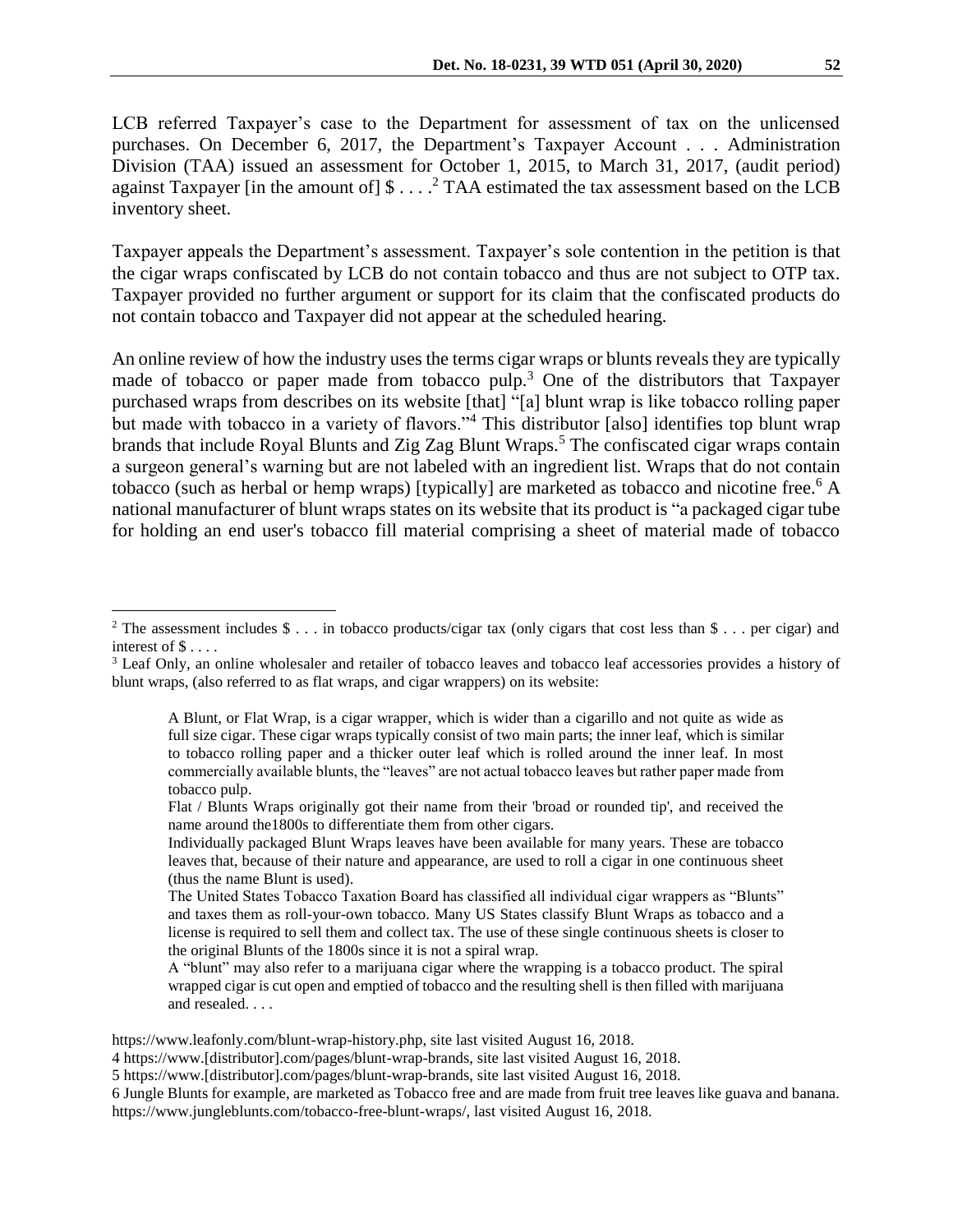LCB referred Taxpayer's case to the Department for assessment of tax on the unlicensed purchases. On December 6, 2017, the Department's Taxpayer Account . . . Administration Division (TAA) issued an assessment for October 1, 2015, to March 31, 2017, (audit period) against Taxpayer [in the amount of] $ . . . .[2] TAA estimated the tax assessment based on the LCB inventory sheet.

Taxpayer appeals the Department's assessment. Taxpayer's sole contention in the petition is that the cigar wraps confiscated by LCB do not contain tobacco and thus are not subject to OTP tax. Taxpayer provided no further argument or support for its claim that the confiscated products do not contain tobacco and Taxpayer did not appear at the scheduled hearing.

An online review of how the industry uses the terms cigar wraps or blunts reveals they are typically made of tobacco or paper made from tobacco pulp.[3] One of the distributors that Taxpayer purchased wraps from describes on its website [that] "[a] blunt wrap is like tobacco rolling paper but made with tobacco in a variety of flavors."[4] This distributor [also] identifies top blunt wrap brands that include Royal Blunts and Zig Zag Blunt Wraps.[5] The confiscated cigar wraps contain a surgeon general's warning but are not labeled with an ingredient list. Wraps that do not contain tobacco (such as herbal or hemp wraps) [typically] are marketed as tobacco and nicotine free.[6] A national manufacturer of blunt wraps states on its website that its product is "a packaged cigar tube for holding an end user's tobacco fill material comprising a sheet of material made of tobacco

---

[2] The assessment includes $ . . . in tobacco products/cigar tax (only cigars that cost less than $ . . . per cigar) and interest of $ . . . .

[3] Leaf Only, an online wholesaler and retailer of tobacco leaves and tobacco leaf accessories provides a history of blunt wraps, (also referred to as flat wraps, and cigar wrappers) on its website:

> A Blunt, or Flat Wrap, is a cigar wrapper, which is wider than a cigarillo and not quite as wide as full size cigar. These cigar wraps typically consist of two main parts; the inner leaf, which is similar to tobacco rolling paper and a thicker outer leaf which is rolled around the inner leaf. In most commercially available blunts, the "leaves" are not actual tobacco leaves but rather paper made from tobacco pulp.
>
> Flat / Blunts Wraps originally got their name from their 'broad or rounded tip', and received the name around the1800s to differentiate them from other cigars.
>
> Individually packaged Blunt Wraps leaves have been available for many years. These are tobacco leaves that, because of their nature and appearance, are used to roll a cigar in one continuous sheet (thus the name Blunt is used).
>
> The United States Tobacco Taxation Board has classified all individual cigar wrappers as "Blunts" and taxes them as roll-your-own tobacco. Many US States classify Blunt Wraps as tobacco and a license is required to sell them and collect tax. The use of these single continuous sheets is closer to the original Blunts of the 1800s since it is not a spiral wrap.
>
> A "blunt" may also refer to a marijuana cigar where the wrapping is a tobacco product. The spiral wrapped cigar is cut open and emptied of tobacco and the resulting shell is then filled with marijuana and resealed. . . .

https://www.leafonly.com/blunt-wrap-history.php, site last visited August 16, 2018.

4 https://www.[distributor].com/pages/blunt-wrap-brands, site last visited August 16, 2018.

5 https://www.[distributor].com/pages/blunt-wrap-brands, site last visited August 16, 2018.

6 Jungle Blunts for example, are marketed as Tobacco free and are made from fruit tree leaves like guava and banana. https://www.jungleblunts.com/tobacco-free-blunt-wraps/, last visited August 16, 2018.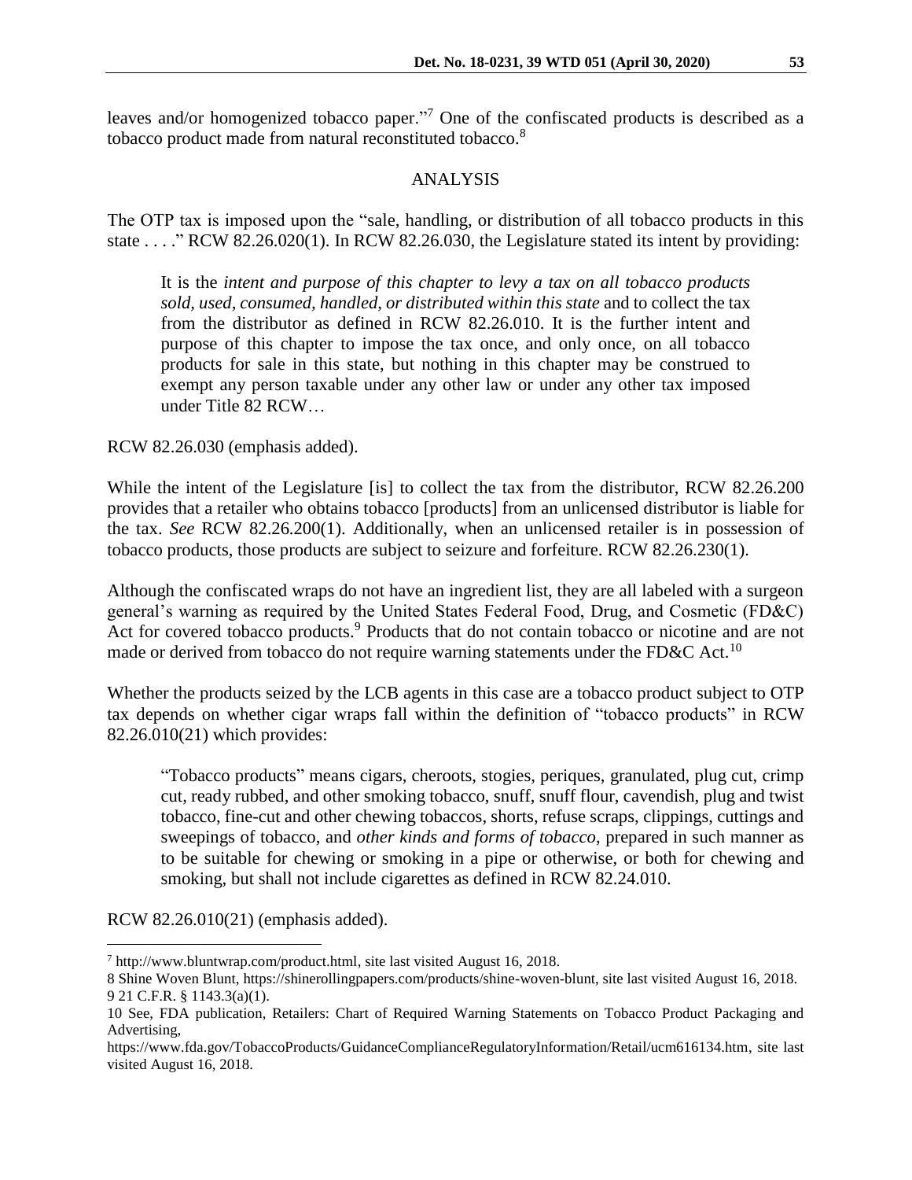leaves and/or homogenized tobacco paper."[7] One of the confiscated products is described as a tobacco product made from natural reconstituted tobacco.[8]

## ANALYSIS

The OTP tax is imposed upon the "sale, handling, or distribution of all tobacco products in this state . . . ." RCW 82.26.020(1). In RCW 82.26.030, the Legislature stated its intent by providing:

> It is the *intent and purpose of this chapter to levy a tax on all tobacco products sold, used, consumed, handled, or distributed within this state* and to collect the tax from the distributor as defined in RCW 82.26.010. It is the further intent and purpose of this chapter to impose the tax once, and only once, on all tobacco products for sale in this state, but nothing in this chapter may be construed to exempt any person taxable under any other law or under any other tax imposed under Title 82 RCW…

RCW 82.26.030 (emphasis added).

While the intent of the Legislature [is] to collect the tax from the distributor, RCW 82.26.200 provides that a retailer who obtains tobacco [products] from an unlicensed distributor is liable for the tax. *See* RCW 82.26.200(1). Additionally, when an unlicensed retailer is in possession of tobacco products, those products are subject to seizure and forfeiture. RCW 82.26.230(1).

Although the confiscated wraps do not have an ingredient list, they are all labeled with a surgeon general's warning as required by the United States Federal Food, Drug, and Cosmetic (FD&C) Act for covered tobacco products.[9] Products that do not contain tobacco or nicotine and are not made or derived from tobacco do not require warning statements under the FD&C Act.[10]

Whether the products seized by the LCB agents in this case are a tobacco product subject to OTP tax depends on whether cigar wraps fall within the definition of "tobacco products" in RCW 82.26.010(21) which provides:

> "Tobacco products" means cigars, cheroots, stogies, periques, granulated, plug cut, crimp cut, ready rubbed, and other smoking tobacco, snuff, snuff flour, cavendish, plug and twist tobacco, fine-cut and other chewing tobaccos, shorts, refuse scraps, clippings, cuttings and sweepings of tobacco, and *other kinds and forms of tobacco*, prepared in such manner as to be suitable for chewing or smoking in a pipe or otherwise, or both for chewing and smoking, but shall not include cigarettes as defined in RCW 82.24.010.

RCW 82.26.010(21) (emphasis added).

---

[7] http://www.bluntwrap.com/product.html, site last visited August 16, 2018.

[8] Shine Woven Blunt, https://shinerollingpapers.com/products/shine-woven-blunt, site last visited August 16, 2018.

[9] 21 C.F.R. § 1143.3(a)(1).

[10] See, FDA publication, Retailers: Chart of Required Warning Statements on Tobacco Product Packaging and Advertising, https://www.fda.gov/TobaccoProducts/GuidanceComplianceRegulatoryInformation/Retail/ucm616134.htm, site last visited August 16, 2018.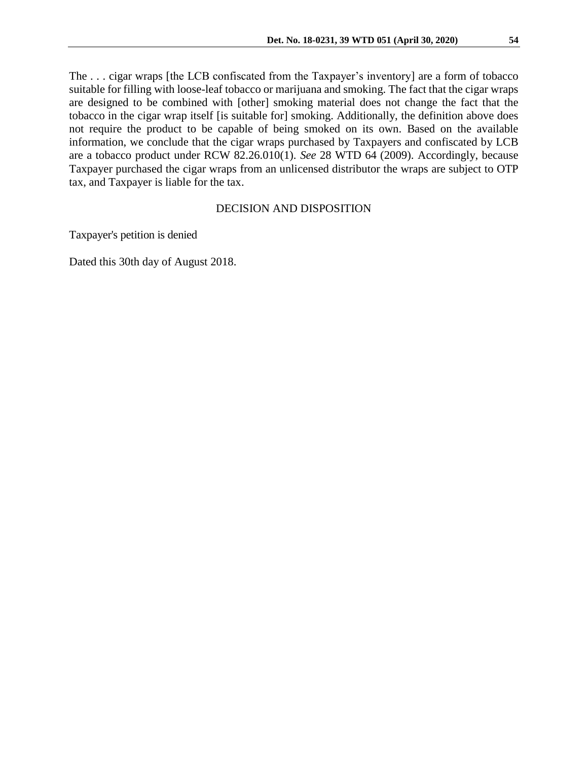The . . . cigar wraps [the LCB confiscated from the Taxpayer's inventory] are a form of tobacco suitable for filling with loose-leaf tobacco or marijuana and smoking. The fact that the cigar wraps are designed to be combined with [other] smoking material does not change the fact that the tobacco in the cigar wrap itself [is suitable for] smoking. Additionally, the definition above does not require the product to be capable of being smoked on its own. Based on the available information, we conclude that the cigar wraps purchased by Taxpayers and confiscated by LCB are a tobacco product under RCW 82.26.010(1). *See* 28 WTD 64 (2009). Accordingly, because Taxpayer purchased the cigar wraps from an unlicensed distributor the wraps are subject to OTP tax, and Taxpayer is liable for the tax.

## DECISION AND DISPOSITION

Taxpayer's petition is denied

Dated this 30th day of August 2018.